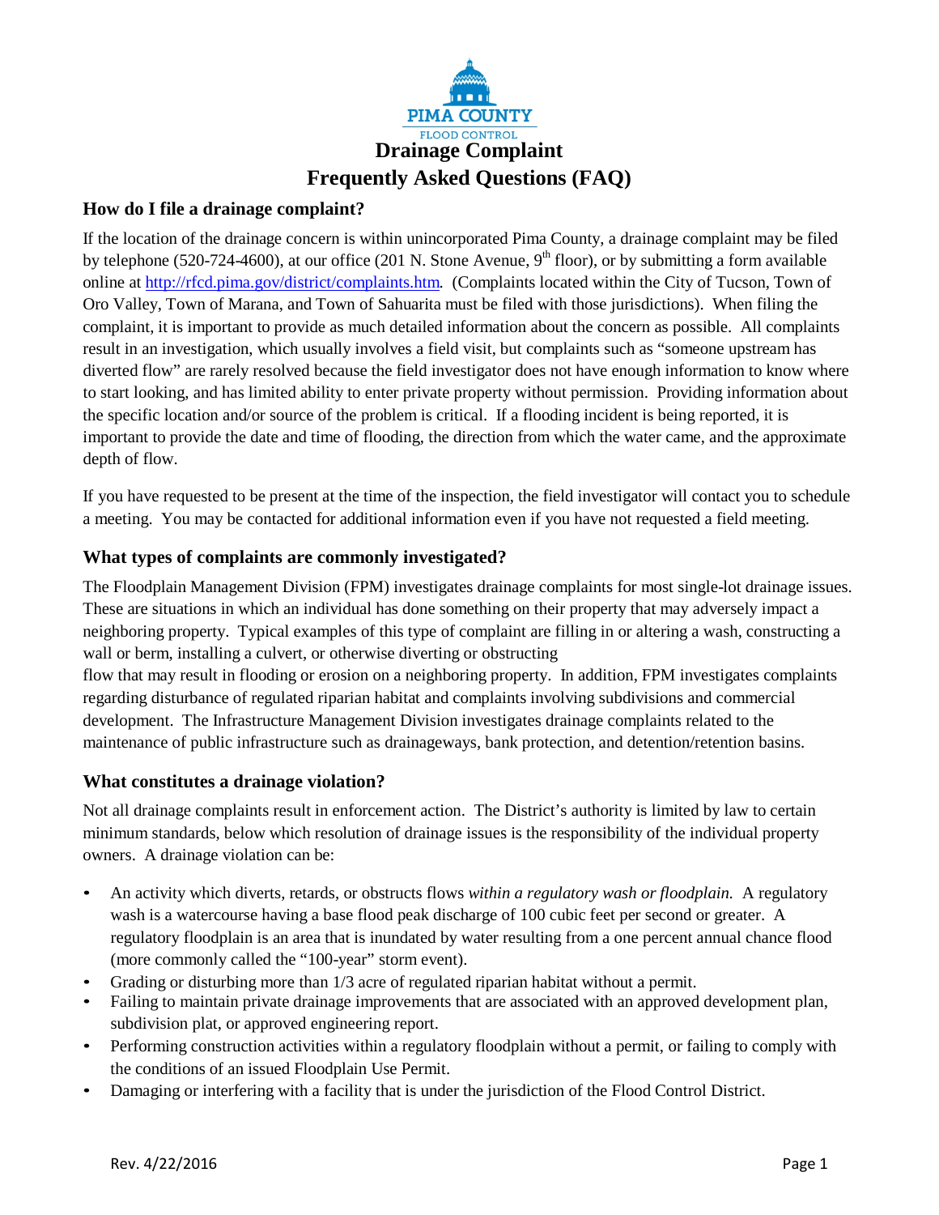PIMA COUNTY
FLOOD CONTROL

# Drainage Complaint
# Frequently Asked Questions (FAQ)

## How do I file a drainage complaint?

If the location of the drainage concern is within unincorporated Pima County, a drainage complaint may be filed by telephone (520-724-4600), at our office (201 N. Stone Avenue, 9th floor), or by submitting a form available online at http://rfcd.pima.gov/district/complaints.htm. (Complaints located within the City of Tucson, Town of Oro Valley, Town of Marana, and Town of Sahuarita must be filed with those jurisdictions). When filing the complaint, it is important to provide as much detailed information about the concern as possible. All complaints result in an investigation, which usually involves a field visit, but complaints such as "someone upstream has diverted flow" are rarely resolved because the field investigator does not have enough information to know where to start looking, and has limited ability to enter private property without permission. Providing information about the specific location and/or source of the problem is critical. If a flooding incident is being reported, it is important to provide the date and time of flooding, the direction from which the water came, and the approximate depth of flow.

If you have requested to be present at the time of the inspection, the field investigator will contact you to schedule a meeting. You may be contacted for additional information even if you have not requested a field meeting.

## What types of complaints are commonly investigated?

The Floodplain Management Division (FPM) investigates drainage complaints for most single-lot drainage issues. These are situations in which an individual has done something on their property that may adversely impact a neighboring property. Typical examples of this type of complaint are filling in or altering a wash, constructing a wall or berm, installing a culvert, or otherwise diverting or obstructing flow that may result in flooding or erosion on a neighboring property. In addition, FPM investigates complaints regarding disturbance of regulated riparian habitat and complaints involving subdivisions and commercial development. The Infrastructure Management Division investigates drainage complaints related to the maintenance of public infrastructure such as drainageways, bank protection, and detention/retention basins.

## What constitutes a drainage violation?

Not all drainage complaints result in enforcement action. The District's authority is limited by law to certain minimum standards, below which resolution of drainage issues is the responsibility of the individual property owners. A drainage violation can be:

- An activity which diverts, retards, or obstructs flows *within a regulatory wash or floodplain.* A regulatory wash is a watercourse having a base flood peak discharge of 100 cubic feet per second or greater. A regulatory floodplain is an area that is inundated by water resulting from a one percent annual chance flood (more commonly called the "100-year" storm event).
- Grading or disturbing more than 1/3 acre of regulated riparian habitat without a permit.
- Failing to maintain private drainage improvements that are associated with an approved development plan, subdivision plat, or approved engineering report.
- Performing construction activities within a regulatory floodplain without a permit, or failing to comply with the conditions of an issued Floodplain Use Permit.
- Damaging or interfering with a facility that is under the jurisdiction of the Flood Control District.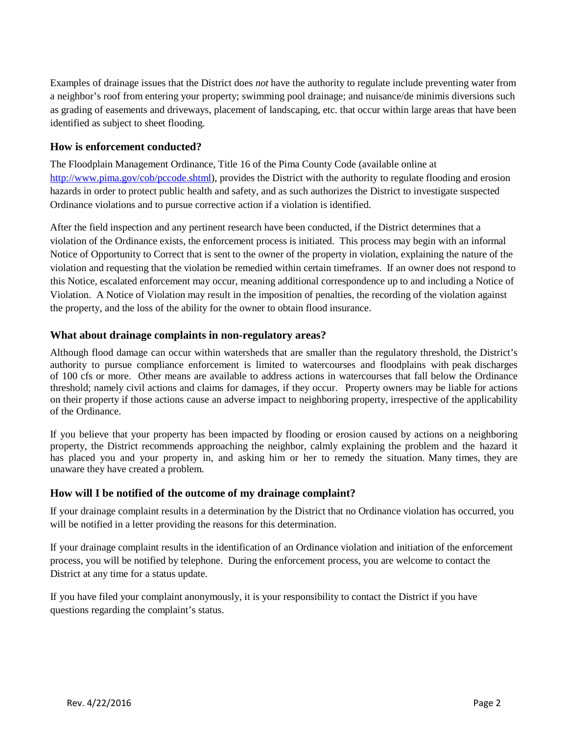Examples of drainage issues that the District does *not* have the authority to regulate include preventing water from a neighbor's roof from entering your property; swimming pool drainage; and nuisance/de minimis diversions such as grading of easements and driveways, placement of landscaping, etc. that occur within large areas that have been identified as subject to sheet flooding.

### How is enforcement conducted?

The Floodplain Management Ordinance, Title 16 of the Pima County Code (available online at [http://www.pima.gov/cob/pccode.shtml](http://www.pima.gov/cob/pccode.shtml)), provides the District with the authority to regulate flooding and erosion hazards in order to protect public health and safety, and as such authorizes the District to investigate suspected Ordinance violations and to pursue corrective action if a violation is identified.

After the field inspection and any pertinent research have been conducted, if the District determines that a violation of the Ordinance exists, the enforcement process is initiated. This process may begin with an informal Notice of Opportunity to Correct that is sent to the owner of the property in violation, explaining the nature of the violation and requesting that the violation be remedied within certain timeframes. If an owner does not respond to this Notice, escalated enforcement may occur, meaning additional correspondence up to and including a Notice of Violation. A Notice of Violation may result in the imposition of penalties, the recording of the violation against the property, and the loss of the ability for the owner to obtain flood insurance.

### What about drainage complaints in non-regulatory areas?

Although flood damage can occur within watersheds that are smaller than the regulatory threshold, the District's authority to pursue compliance enforcement is limited to watercourses and floodplains with peak discharges of 100 cfs or more. Other means are available to address actions in watercourses that fall below the Ordinance threshold; namely civil actions and claims for damages, if they occur. Property owners may be liable for actions on their property if those actions cause an adverse impact to neighboring property, irrespective of the applicability of the Ordinance.

If you believe that your property has been impacted by flooding or erosion caused by actions on a neighboring property, the District recommends approaching the neighbor, calmly explaining the problem and the hazard it has placed you and your property in, and asking him or her to remedy the situation. Many times, they are unaware they have created a problem.

### How will I be notified of the outcome of my drainage complaint?

If your drainage complaint results in a determination by the District that no Ordinance violation has occurred, you will be notified in a letter providing the reasons for this determination.

If your drainage complaint results in the identification of an Ordinance violation and initiation of the enforcement process, you will be notified by telephone. During the enforcement process, you are welcome to contact the District at any time for a status update.

If you have filed your complaint anonymously, it is your responsibility to contact the District if you have questions regarding the complaint's status.

Rev. 4/22/2016